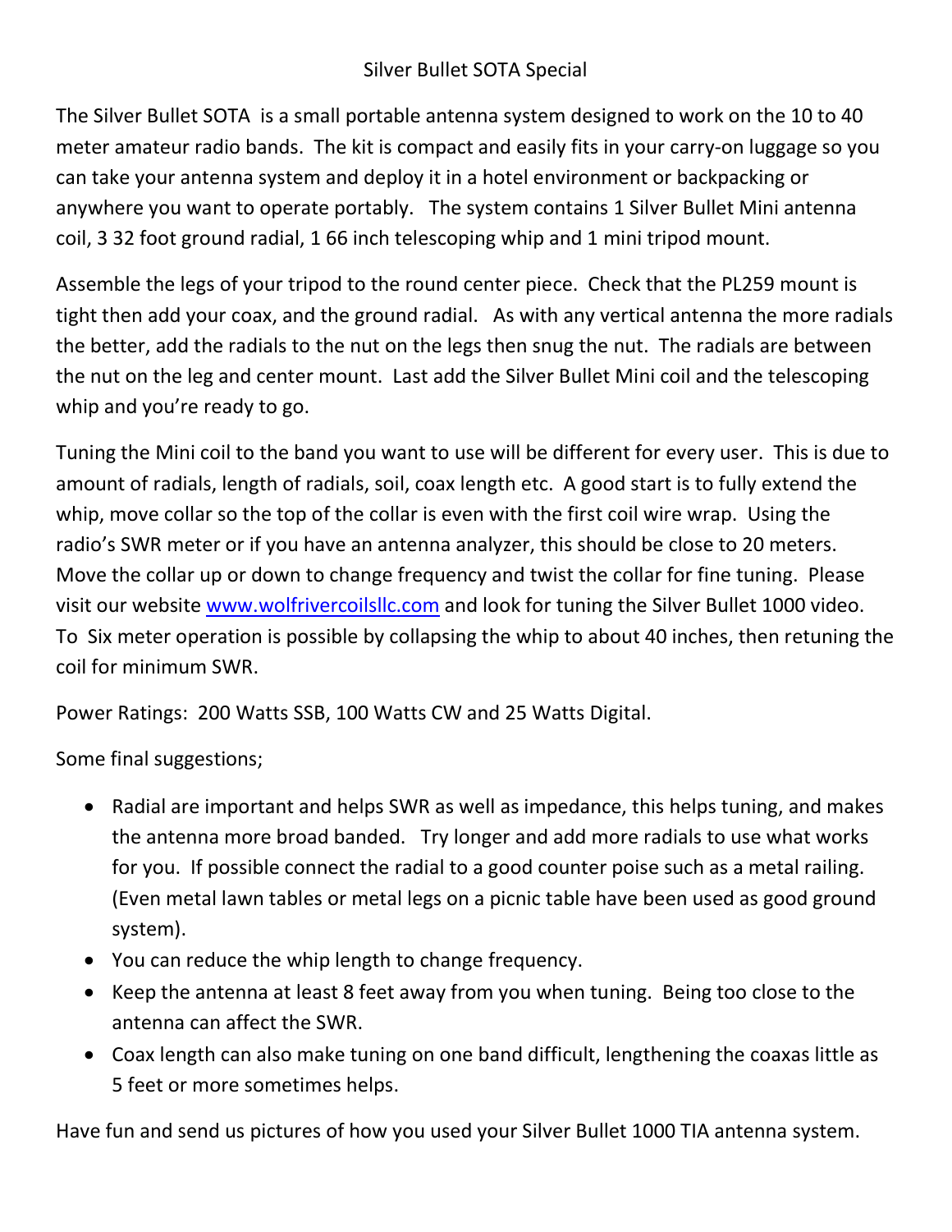# Silver Bullet SOTA Special

The Silver Bullet SOTA is a small portable antenna system designed to work on the 10 to 40 meter amateur radio bands. The kit is compact and easily fits in your carry-on luggage so you can take your antenna system and deploy it in a hotel environment or backpacking or anywhere you want to operate portably. The system contains 1 Silver Bullet Mini antenna coil, 3 32 foot ground radial, 1 66 inch telescoping whip and 1 mini tripod mount.

Assemble the legs of your tripod to the round center piece. Check that the PL259 mount is tight then add your coax, and the ground radial. As with any vertical antenna the more radials the better, add the radials to the nut on the legs then snug the nut. The radials are between the nut on the leg and center mount. Last add the Silver Bullet Mini coil and the telescoping whip and you're ready to go.

Tuning the Mini coil to the band you want to use will be different for every user. This is due to amount of radials, length of radials, soil, coax length etc. A good start is to fully extend the whip, move collar so the top of the collar is even with the first coil wire wrap. Using the radio's SWR meter or if you have an antenna analyzer, this should be close to 20 meters. Move the collar up or down to change frequency and twist the collar for fine tuning. Please visit our website [www.wolfrivercoilsllc.com](http://www.wolfrivercoilsllc.com) and look for tuning the Silver Bullet 1000 video. To Six meter operation is possible by collapsing the whip to about 40 inches, then retuning the coil for minimum SWR.

Power Ratings: 200 Watts SSB, 100 Watts CW and 25 Watts Digital.

Some final suggestions;

- Radial are important and helps SWR as well as impedance, this helps tuning, and makes the antenna more broad banded. Try longer and add more radials to use what works for you. If possible connect the radial to a good counter poise such as a metal railing. (Even metal lawn tables or metal legs on a picnic table have been used as good ground system).
- You can reduce the whip length to change frequency.
- Keep the antenna at least 8 feet away from you when tuning. Being too close to the antenna can affect the SWR.
- Coax length can also make tuning on one band difficult, lengthening the coaxas little as 5 feet or more sometimes helps.

Have fun and send us pictures of how you used your Silver Bullet 1000 TIA antenna system.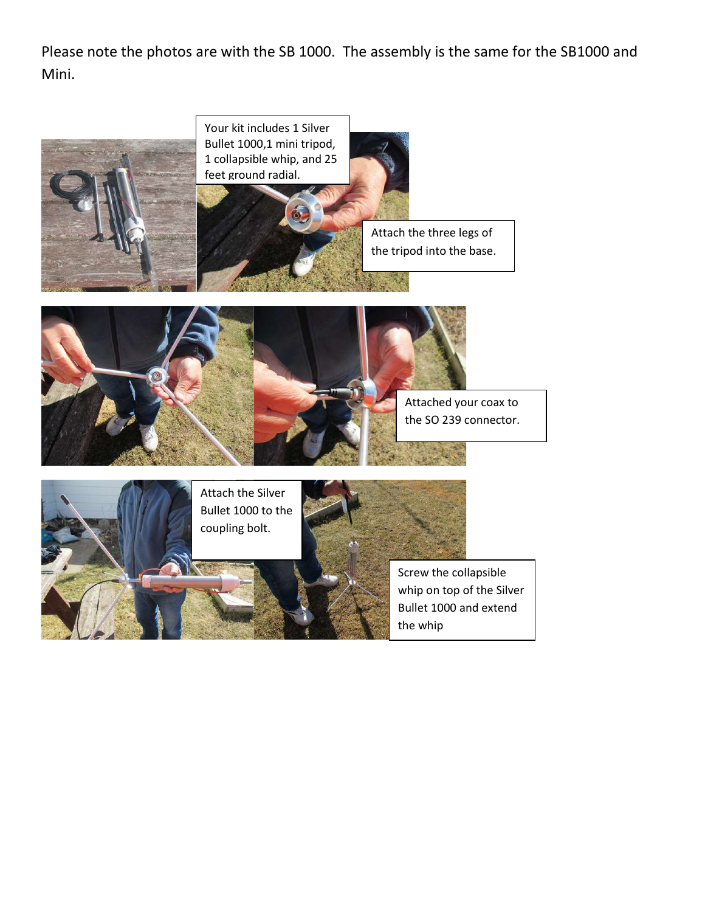Please note the photos are with the SB 1000. The assembly is the same for the SB1000 and Mini.

Your kit includes 1 Silver Bullet 1000,1 mini tripod, 1 collapsible whip, and 25 feet ground radial.

Attach the three legs of the tripod into the base.

Attached your coax to the SO 239 connector.

Attach the Silver Bullet 1000 to the coupling bolt.

Screw the collapsible whip on top of the Silver Bullet 1000 and extend the whip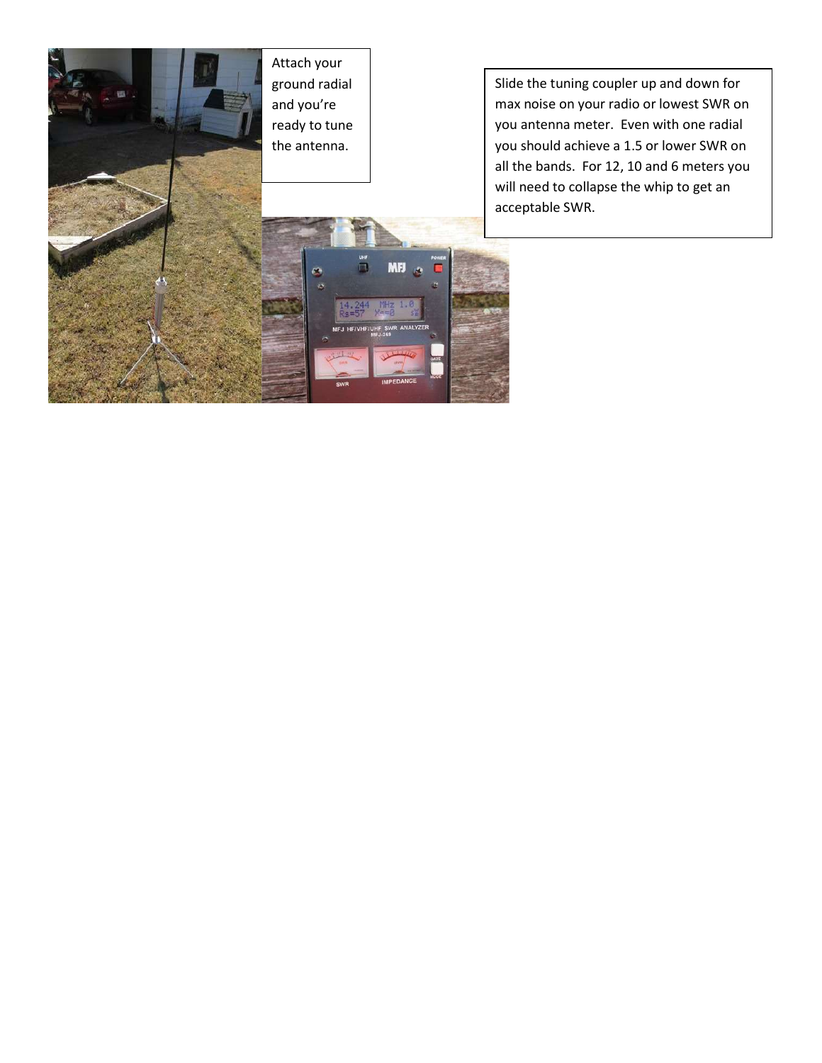Attach your ground radial and you're ready to tune the antenna.

Slide the tuning coupler up and down for max noise on your radio or lowest SWR on you antenna meter. Even with one radial you should achieve a 1.5 or lower SWR on all the bands. For 12, 10 and 6 meters you will need to collapse the whip to get an acceptable SWR.